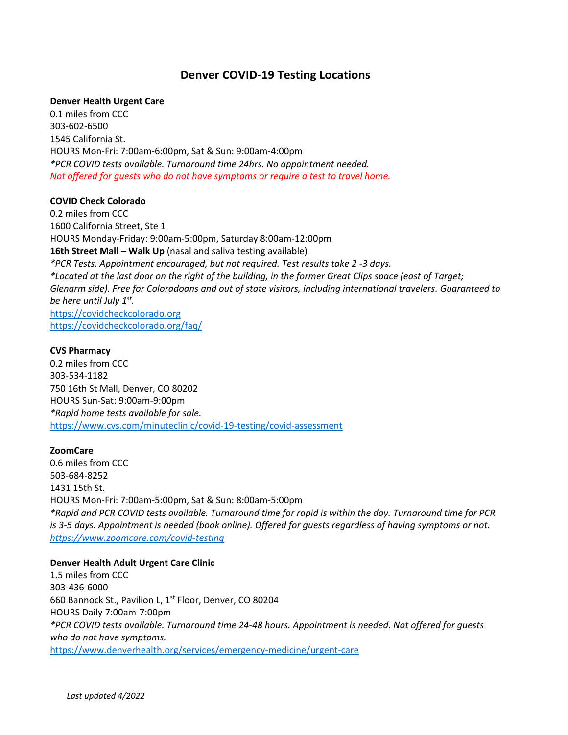# Denver COVID-19 Testing Locations

**Denver Health Urgent Care**
0.1 miles from CCC
303-602-6500
1545 California St.
HOURS Mon-Fri: 7:00am-6:00pm, Sat & Sun: 9:00am-4:00pm
*\*PCR COVID tests available. Turnaround time 24hrs. No appointment needed.*
*Not offered for guests who do not have symptoms or require a test to travel home.*

**COVID Check Colorado**
0.2 miles from CCC
1600 California Street, Ste 1
HOURS Monday-Friday: 9:00am-5:00pm, Saturday 8:00am-12:00pm
**16th Street Mall – Walk Up** (nasal and saliva testing available)
*\*PCR Tests. Appointment encouraged, but not required. Test results take 2 -3 days.*
*\*Located at the last door on the right of the building, in the former Great Clips space (east of Target; Glenarm side). Free for Coloradoans and out of state visitors, including international travelers. Guaranteed to be here until July 1st.*
https://covidcheckcolorado.org
https://covidcheckcolorado.org/faq/

**CVS Pharmacy**
0.2 miles from CCC
303-534-1182
750 16th St Mall, Denver, CO 80202
HOURS Sun-Sat: 9:00am-9:00pm
*\*Rapid home tests available for sale.*
https://www.cvs.com/minuteclinic/covid-19-testing/covid-assessment

**ZoomCare**
0.6 miles from CCC
503-684-8252
1431 15th St.
HOURS Mon-Fri: 7:00am-5:00pm, Sat & Sun: 8:00am-5:00pm
*\*Rapid and PCR COVID tests available. Turnaround time for rapid is within the day. Turnaround time for PCR is 3-5 days. Appointment is needed (book online). Offered for guests regardless of having symptoms or not.*
*https://www.zoomcare.com/covid-testing*

**Denver Health Adult Urgent Care Clinic**
1.5 miles from CCC
303-436-6000
660 Bannock St., Pavilion L, 1st Floor, Denver, CO 80204
HOURS Daily 7:00am-7:00pm
*\*PCR COVID tests available. Turnaround time 24-48 hours. Appointment is needed. Not offered for guests who do not have symptoms.*
https://www.denverhealth.org/services/emergency-medicine/urgent-care

*Last updated 4/2022*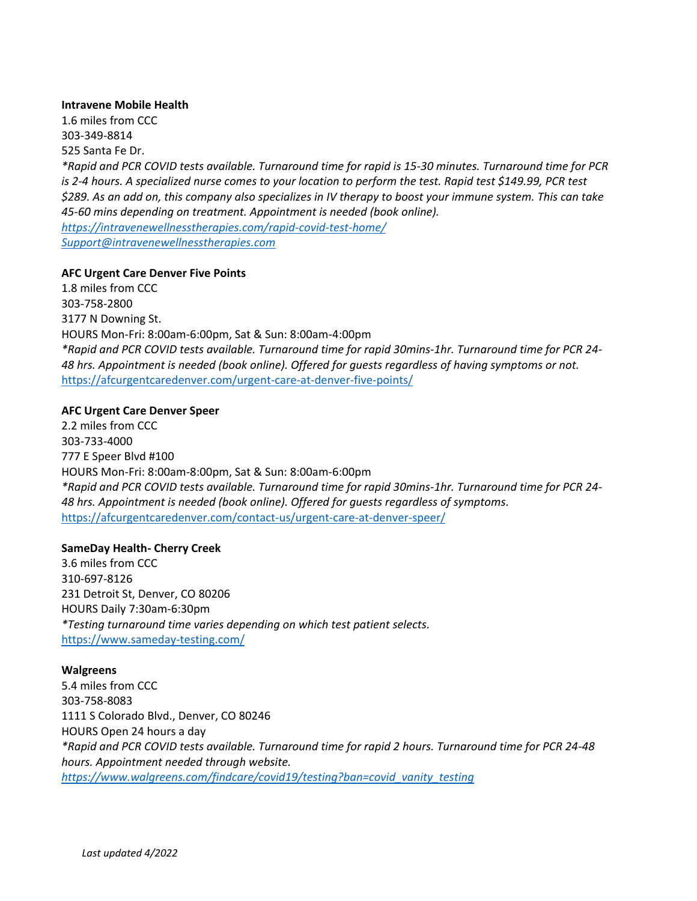**Intravene Mobile Health**
1.6 miles from CCC
303-349-8814
525 Santa Fe Dr.
*\*Rapid and PCR COVID tests available. Turnaround time for rapid is 15-30 minutes. Turnaround time for PCR is 2-4 hours. A specialized nurse comes to your location to perform the test. Rapid test $149.99, PCR test $289. As an add on, this company also specializes in IV therapy to boost your immune system. This can take 45-60 mins depending on treatment. Appointment is needed (book online).*
*https://intravenewellnesstherapies.com/rapid-covid-test-home/*
*Support@intravenewellnesstherapies.com*

**AFC Urgent Care Denver Five Points**
1.8 miles from CCC
303-758-2800
3177 N Downing St.
HOURS Mon-Fri: 8:00am-6:00pm, Sat & Sun: 8:00am-4:00pm
*\*Rapid and PCR COVID tests available. Turnaround time for rapid 30mins-1hr. Turnaround time for PCR 24-48 hrs. Appointment is needed (book online). Offered for guests regardless of having symptoms or not.*
https://afcurgentcaredenver.com/urgent-care-at-denver-five-points/

**AFC Urgent Care Denver Speer**
2.2 miles from CCC
303-733-4000
777 E Speer Blvd #100
HOURS Mon-Fri: 8:00am-8:00pm, Sat & Sun: 8:00am-6:00pm
*\*Rapid and PCR COVID tests available. Turnaround time for rapid 30mins-1hr. Turnaround time for PCR 24-48 hrs. Appointment is needed (book online). Offered for guests regardless of symptoms.*
https://afcurgentcaredenver.com/contact-us/urgent-care-at-denver-speer/

**SameDay Health- Cherry Creek**
3.6 miles from CCC
310-697-8126
231 Detroit St, Denver, CO 80206
HOURS Daily 7:30am-6:30pm
*\*Testing turnaround time varies depending on which test patient selects.*
https://www.sameday-testing.com/

**Walgreens**
5.4 miles from CCC
303-758-8083
1111 S Colorado Blvd., Denver, CO 80246
HOURS Open 24 hours a day
*\*Rapid and PCR COVID tests available. Turnaround time for rapid 2 hours. Turnaround time for PCR 24-48 hours. Appointment needed through website.*
*https://www.walgreens.com/findcare/covid19/testing?ban=covid_vanity_testing*

*Last updated 4/2022*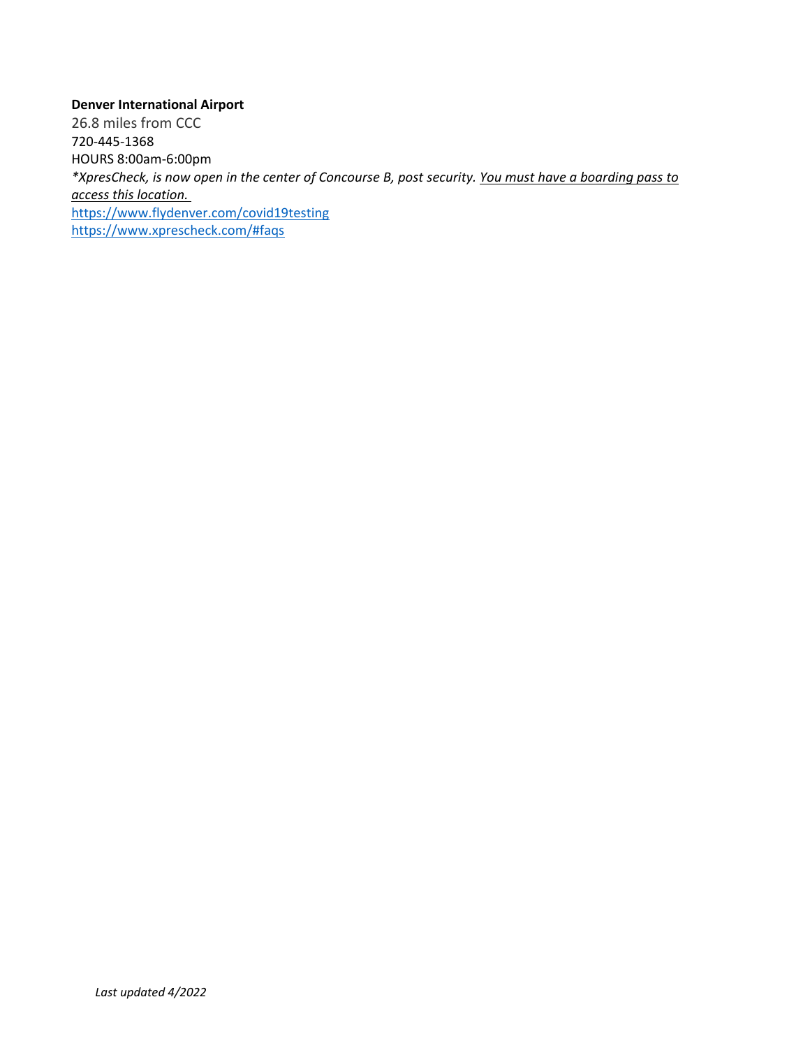**Denver International Airport**
26.8 miles from CCC
720-445-1368
HOURS 8:00am-6:00pm
*\*XpresCheck, is now open in the center of Concourse B, post security. You must have a boarding pass to access this location.*
https://www.flydenver.com/covid19testing
https://www.xprescheck.com/#faqs

*Last updated 4/2022*